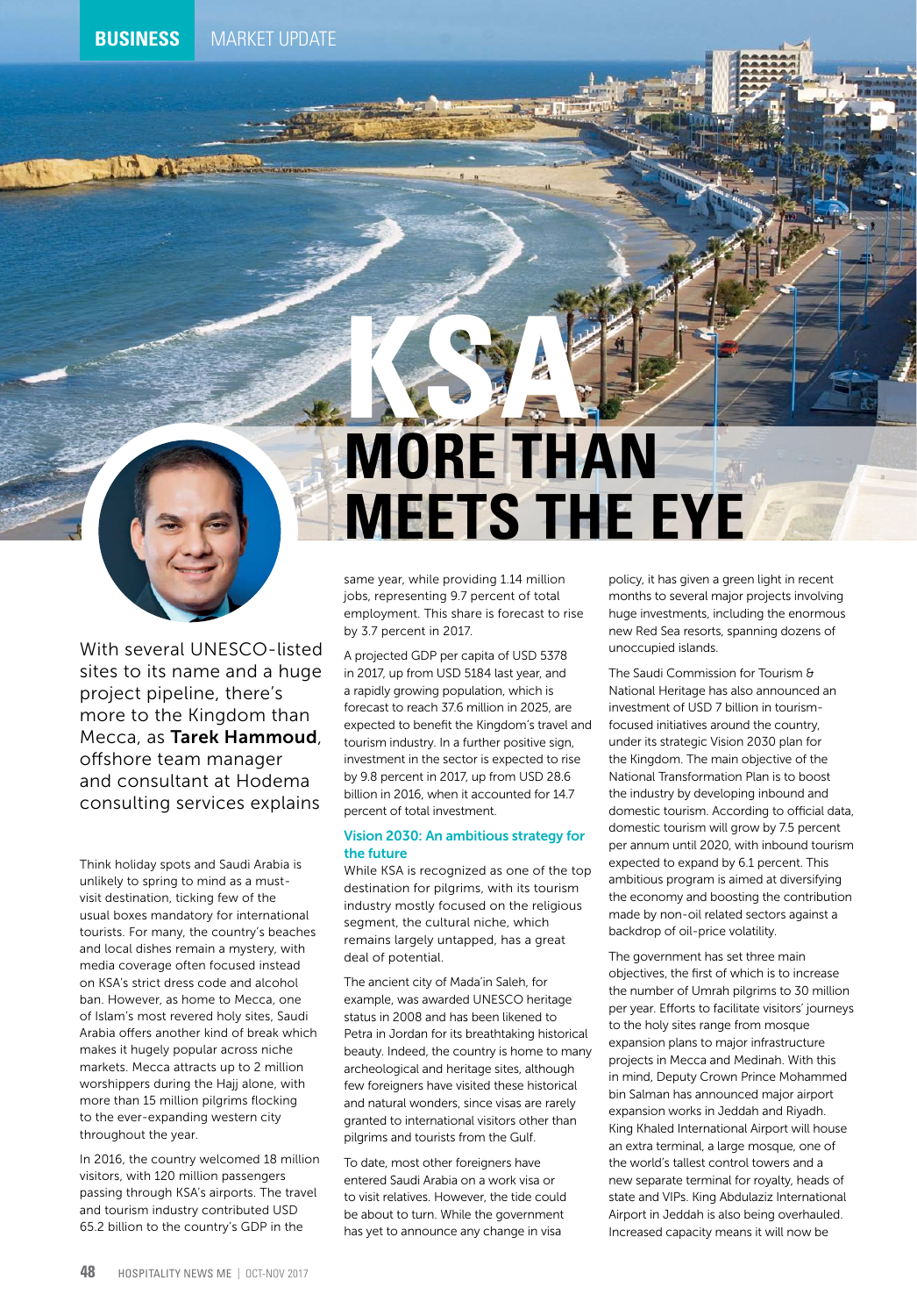# KSA MORE THAN MEETS THE EYE

With several UNESCO-listed sites to its name and a huge project pipeline, there's more to the Kingdom than Mecca, as **Tarek Hammoud**, offshore team manager and consultant at Hodema consulting services explains

Think holiday spots and Saudi Arabia is unlikely to spring to mind as a must-visit destination, ticking few of the usual boxes mandatory for international tourists. For many, the country's beaches and local dishes remain a mystery, with media coverage often focused instead on KSA's strict dress code and alcohol ban. However, as home to Mecca, one of Islam's most revered holy sites, Saudi Arabia offers another kind of break which makes it hugely popular across niche markets. Mecca attracts up to 2 million worshippers during the Hajj alone, with more than 15 million pilgrims flocking to the ever-expanding western city throughout the year.

In 2016, the country welcomed 18 million visitors, with 120 million passengers passing through KSA's airports. The travel and tourism industry contributed USD 65.2 billion to the country's GDP in the same year, while providing 1.14 million jobs, representing 9.7 percent of total employment. This share is forecast to rise by 3.7 percent in 2017.

A projected GDP per capita of USD 5378 in 2017, up from USD 5184 last year, and a rapidly growing population, which is forecast to reach 37.6 million in 2025, are expected to benefit the Kingdom's travel and tourism industry. In a further positive sign, investment in the sector is expected to rise by 9.8 percent in 2017, up from USD 28.6 billion in 2016, when it accounted for 14.7 percent of total investment.

### Vision 2030: An ambitious strategy for the future

While KSA is recognized as one of the top destination for pilgrims, with its tourism industry mostly focused on the religious segment, the cultural niche, which remains largely untapped, has a great deal of potential.

The ancient city of Mada'in Saleh, for example, was awarded UNESCO heritage status in 2008 and has been likened to Petra in Jordan for its breathtaking historical beauty. Indeed, the country is home to many archeological and heritage sites, although few foreigners have visited these historical and natural wonders, since visas are rarely granted to international visitors other than pilgrims and tourists from the Gulf.

To date, most other foreigners have entered Saudi Arabia on a work visa or to visit relatives. However, the tide could be about to turn. While the government has yet to announce any change in visa policy, it has given a green light in recent months to several major projects involving huge investments, including the enormous new Red Sea resorts, spanning dozens of unoccupied islands.

The Saudi Commission for Tourism & National Heritage has also announced an investment of USD 7 billion in tourism-focused initiatives around the country, under its strategic Vision 2030 plan for the Kingdom. The main objective of the National Transformation Plan is to boost the industry by developing inbound and domestic tourism. According to official data, domestic tourism will grow by 7.5 percent per annum until 2020, with inbound tourism expected to expand by 6.1 percent. This ambitious program is aimed at diversifying the economy and boosting the contribution made by non-oil related sectors against a backdrop of oil-price volatility.

The government has set three main objectives, the first of which is to increase the number of Umrah pilgrims to 30 million per year. Efforts to facilitate visitors' journeys to the holy sites range from mosque expansion plans to major infrastructure projects in Mecca and Medinah. With this in mind, Deputy Crown Prince Mohammed bin Salman has announced major airport expansion works in Jeddah and Riyadh. King Khaled International Airport will house an extra terminal, a large mosque, one of the world's tallest control towers and a new separate terminal for royalty, heads of state and VIPs. King Abdulaziz International Airport in Jeddah is also being overhauled. Increased capacity means it will now be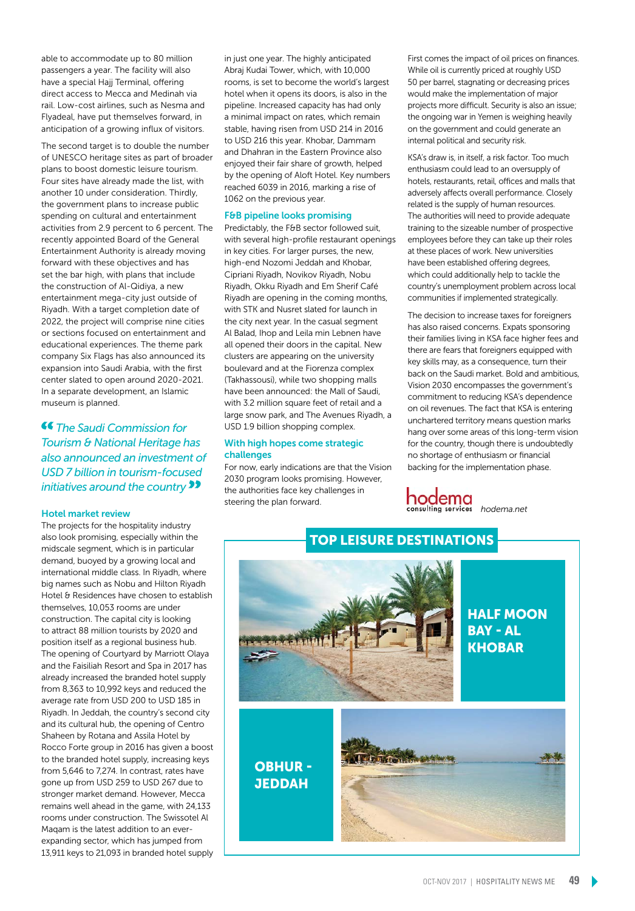able to accommodate up to 80 million passengers a year. The facility will also have a special Hajj Terminal, offering direct access to Mecca and Medinah via rail. Low-cost airlines, such as Nesma and Flyadeal, have put themselves forward, in anticipation of a growing influx of visitors.

The second target is to double the number of UNESCO heritage sites as part of broader plans to boost domestic leisure tourism. Four sites have already made the list, with another 10 under consideration. Thirdly, the government plans to increase public spending on cultural and entertainment activities from 2.9 percent to 6 percent. The recently appointed Board of the General Entertainment Authority is already moving forward with these objectives and has set the bar high, with plans that include the construction of Al-Qidiya, a new entertainment mega-city just outside of Riyadh. With a target completion date of 2022, the project will comprise nine cities or sections focused on entertainment and educational experiences. The theme park company Six Flags has also announced its expansion into Saudi Arabia, with the first center slated to open around 2020-2021. In a separate development, an Islamic museum is planned.

> *"The Saudi Commission for Tourism & National Heritage has also announced an investment of USD 7 billion in tourism-focused initiatives around the country"*

## Hotel market review

The projects for the hospitality industry also look promising, especially within the midscale segment, which is in particular demand, buoyed by a growing local and international middle class. In Riyadh, where big names such as Nobu and Hilton Riyadh Hotel & Residences have chosen to establish themselves, 10,053 rooms are under construction. The capital city is looking to attract 88 million tourists by 2020 and position itself as a regional business hub. The opening of Courtyard by Marriott Olaya and the Faisiliah Resort and Spa in 2017 has already increased the branded hotel supply from 8,363 to 10,992 keys and reduced the average rate from USD 200 to USD 185 in Riyadh. In Jeddah, the country's second city and its cultural hub, the opening of Centro Shaheen by Rotana and Assila Hotel by Rocco Forte group in 2016 has given a boost to the branded hotel supply, increasing keys from 5,646 to 7,274. In contrast, rates have gone up from USD 259 to USD 267 due to stronger market demand. However, Mecca remains well ahead in the game, with 24,133 rooms under construction. The Swissotel Al Maqam is the latest addition to an ever-expanding sector, which has jumped from 13,911 keys to 21,093 in branded hotel supply in just one year. The highly anticipated Abraj Kudai Tower, which, with 10,000 rooms, is set to become the world's largest hotel when it opens its doors, is also in the pipeline. Increased capacity has had only a minimal impact on rates, which remain stable, having risen from USD 214 in 2016 to USD 216 this year. Khobar, Dammam and Dhahran in the Eastern Province also enjoyed their fair share of growth, helped by the opening of Aloft Hotel. Key numbers reached 6039 in 2016, marking a rise of 1062 on the previous year.

## F&B pipeline looks promising

Predictably, the F&B sector followed suit, with several high-profile restaurant openings in key cities. For larger purses, the new, high-end Nozomi Jeddah and Khobar, Cipriani Riyadh, Novikov Riyadh, Nobu Riyadh, Okku Riyadh and Em Sherif Café Riyadh are opening in the coming months, with STK and Nusret slated for launch in the city next year. In the casual segment Al Balad, Ihop and Leila min Lebnen have all opened their doors in the capital. New clusters are appearing on the university boulevard and at the Fiorenza complex (Takhassousi), while two shopping malls have been announced: the Mall of Saudi, with 3.2 million square feet of retail and a large snow park, and The Avenues Riyadh, a USD 1.9 billion shopping complex.

## With high hopes come strategic challenges

For now, early indications are that the Vision 2030 program looks promising. However, the authorities face key challenges in steering the plan forward.

First comes the impact of oil prices on finances. While oil is currently priced at roughly USD 50 per barrel, stagnating or decreasing prices would make the implementation of major projects more difficult. Security is also an issue; the ongoing war in Yemen is weighing heavily on the government and could generate an internal political and security risk.

KSA's draw is, in itself, a risk factor. Too much enthusiasm could lead to an oversupply of hotels, restaurants, retail, offices and malls that adversely affects overall performance. Closely related is the supply of human resources. The authorities will need to provide adequate training to the sizeable number of prospective employees before they can take up their roles at these places of work. New universities have been established offering degrees, which could additionally help to tackle the country's unemployment problem across local communities if implemented strategically.

The decision to increase taxes for foreigners has also raised concerns. Expats sponsoring their families living in KSA face higher fees and there are fears that foreigners equipped with key skills may, as a consequence, turn their back on the Saudi market. Bold and ambitious, Vision 2030 encompasses the government's commitment to reducing KSA's dependence on oil revenues. The fact that KSA is entering unchartered territory means question marks hang over some areas of this long-term vision for the country, though there is undoubtedly no shortage of enthusiasm or financial backing for the implementation phase.

hodema consulting services *hodema.net*

## TOP LEISURE DESTINATIONS

**HALF MOON BAY - AL KHOBAR**

**OBHUR - JEDDAH**